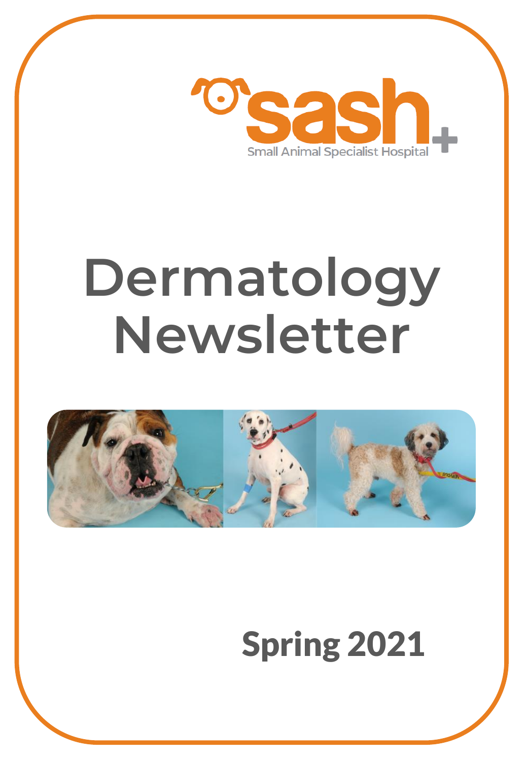sash

Small Animal Specialist Hospital

# Dermatology Newsletter

**Spring 2021**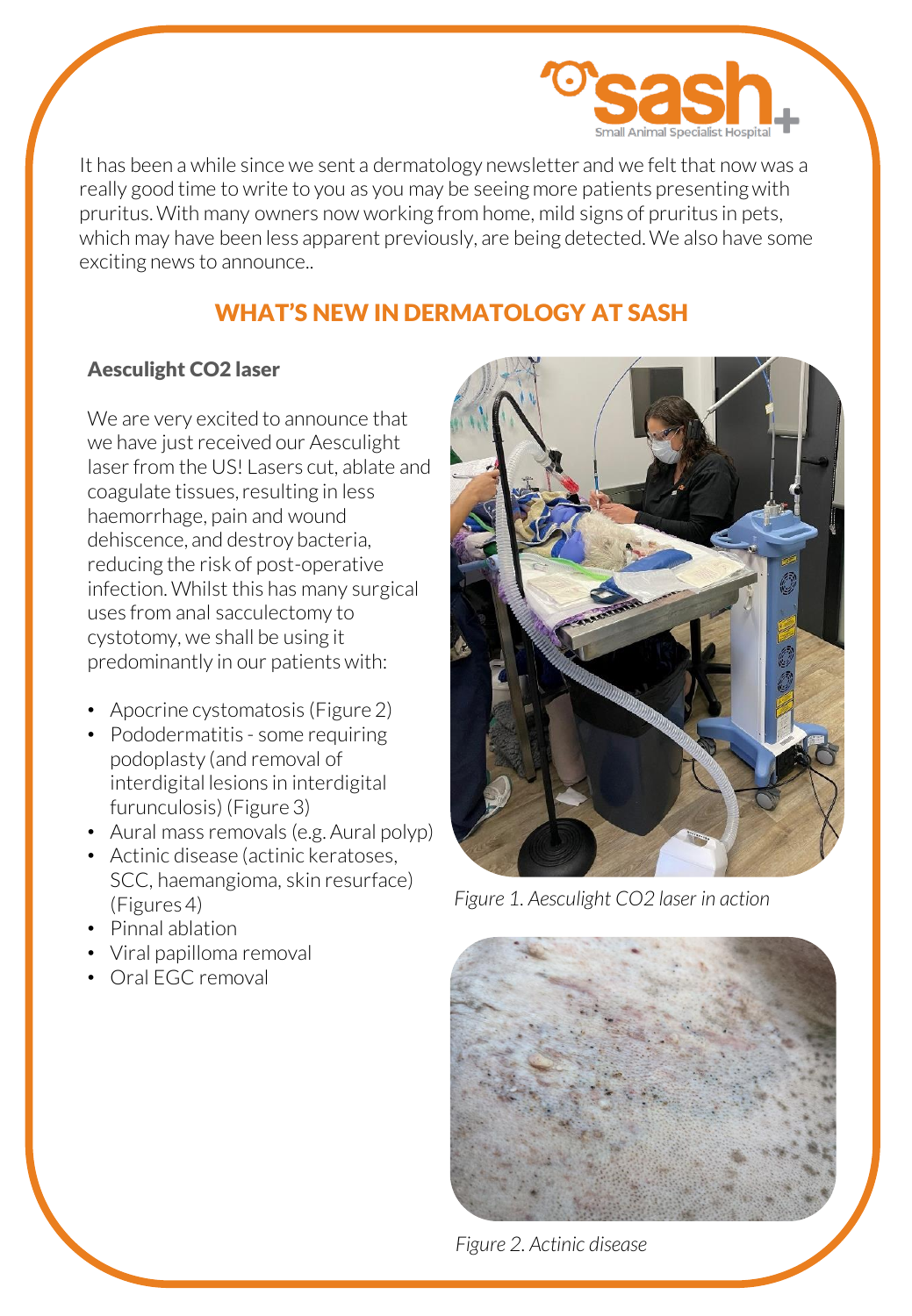It has been a while since we sent a dermatology newsletter and we felt that now was a really good time to write to you as you may be seeing more patients presenting with pruritus. With many owners now working from home, mild signs of pruritus in pets, which may have been less apparent previously, are being detected. We also have some exciting news to announce..

## WHAT'S NEW IN DERMATOLOGY AT SASH

### Aesculight CO2 laser

We are very excited to announce that we have just received our Aesculight laser from the US! Lasers cut, ablate and coagulate tissues, resulting in less haemorrhage, pain and wound dehiscence, and destroy bacteria, reducing the risk of post-operative infection. Whilst this has many surgical uses from anal sacculectomy to cystotomy, we shall be using it predominantly in our patients with:

- Apocrine cystomatosis (Figure 2)
- Pododermatitis - some requiring podoplasty (and removal of interdigital lesions in interdigital furunculosis) (Figure 3)
- Aural mass removals (e.g. Aural polyp)
- Actinic disease (actinic keratoses, SCC, haemangioma, skin resurface) (Figures 4)
- Pinnal ablation
- Viral papilloma removal
- Oral EGC removal

*Figure 1. Aesculight CO2 laser in action*

*Figure 2. Actinic disease*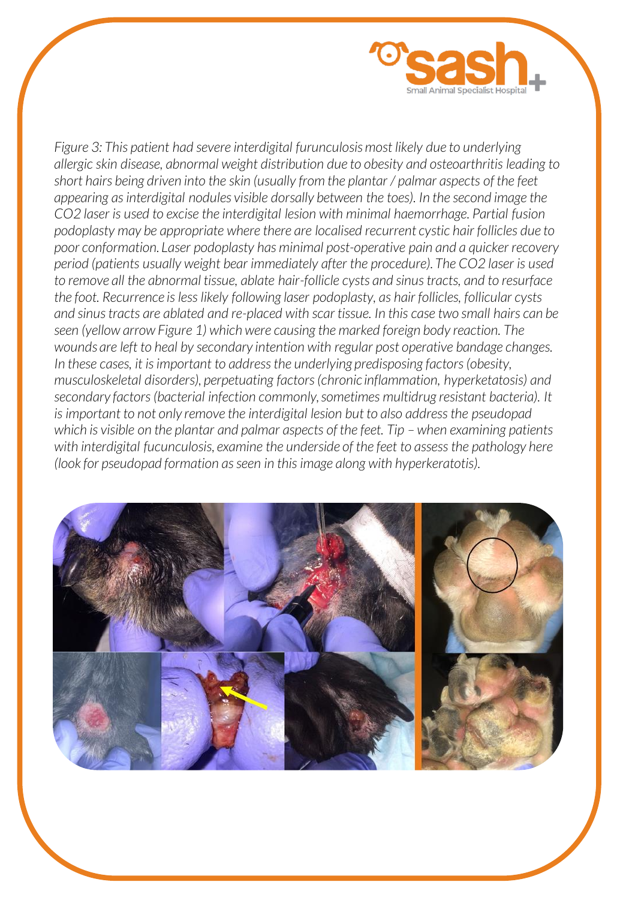*Figure 3: This patient had severe interdigital furunculosis most likely due to underlying allergic skin disease, abnormal weight distribution due to obesity and osteoarthritis leading to short hairs being driven into the skin (usually from the plantar / palmar aspects of the feet appearing as interdigital nodules visible dorsally between the toes). In the second image the CO2 laser is used to excise the interdigital lesion with minimal haemorrhage. Partial fusion podoplasty may be appropriate where there are localised recurrent cystic hair follicles due to poor conformation. Laser podoplasty has minimal post-operative pain and a quicker recovery period (patients usually weight bear immediately after the procedure). The CO2 laser is used to remove all the abnormal tissue, ablate hair-follicle cysts and sinus tracts, and to resurface the foot. Recurrence is less likely following laser podoplasty, as hair follicles, follicular cysts and sinus tracts are ablated and re-placed with scar tissue. In this case two small hairs can be seen (yellow arrow Figure 1) which were causing the marked foreign body reaction. The wounds are left to heal by secondary intention with regular post operative bandage changes. In these cases, it is important to address the underlying predisposing factors (obesity, musculoskeletal disorders), perpetuating factors (chronic inflammation, hyperketatosis) and secondary factors (bacterial infection commonly, sometimes multidrug resistant bacteria). It is important to not only remove the interdigital lesion but to also address the pseudopad which is visible on the plantar and palmar aspects of the feet. Tip – when examining patients with interdigital fucunculosis, examine the underside of the feet to assess the pathology here (look for pseudopad formation as seen in this image along with hyperkeratotis).*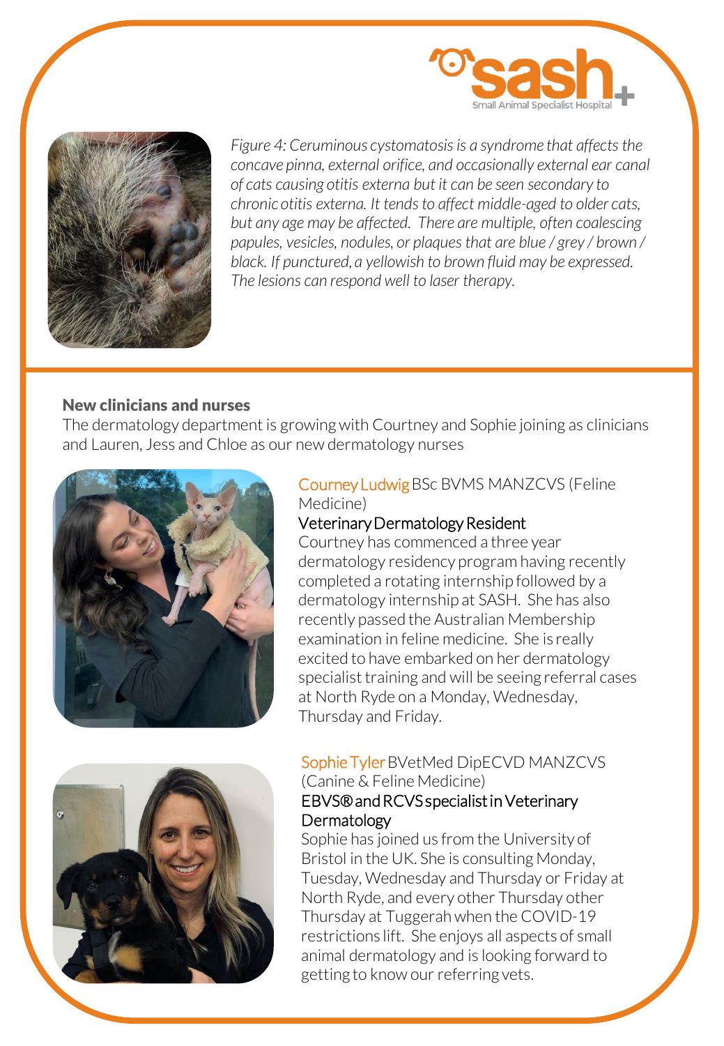*Figure 4: Ceruminous cystomatosis is a syndrome that affects the concave pinna, external orifice, and occasionally external ear canal of cats causing otitis externa but it can be seen secondary to chronic otitis externa. It tends to affect middle-aged to older cats, but any age may be affected. There are multiple, often coalescing papules, vesicles, nodules, or plaques that are blue / grey / brown / black. If punctured, a yellowish to brown fluid may be expressed. The lesions can respond well to laser therapy.*

## New clinicians and nurses

The dermatology department is growing with Courtney and Sophie joining as clinicians and Lauren, Jess and Chloe as our new dermatology nurses

### Courney Ludwig BSc BVMS MANZCVS (Feline Medicine)

**Veterinary Dermatology Resident**

Courtney has commenced a three year dermatology residency program having recently completed a rotating internship followed by a dermatology internship at SASH. She has also recently passed the Australian Membership examination in feline medicine. She is really excited to have embarked on her dermatology specialist training and will be seeing referral cases at North Ryde on a Monday, Wednesday, Thursday and Friday.

### Sophie Tyler BVetMed DipECVD MANZCVS (Canine & Feline Medicine)

**EBVS® and RCVS specialist in Veterinary Dermatology**

Sophie has joined us from the University of Bristol in the UK. She is consulting Monday, Tuesday, Wednesday and Thursday or Friday at North Ryde, and every other Thursday other Thursday at Tuggerah when the COVID-19 restrictions lift. She enjoys all aspects of small animal dermatology and is looking forward to getting to know our referring vets.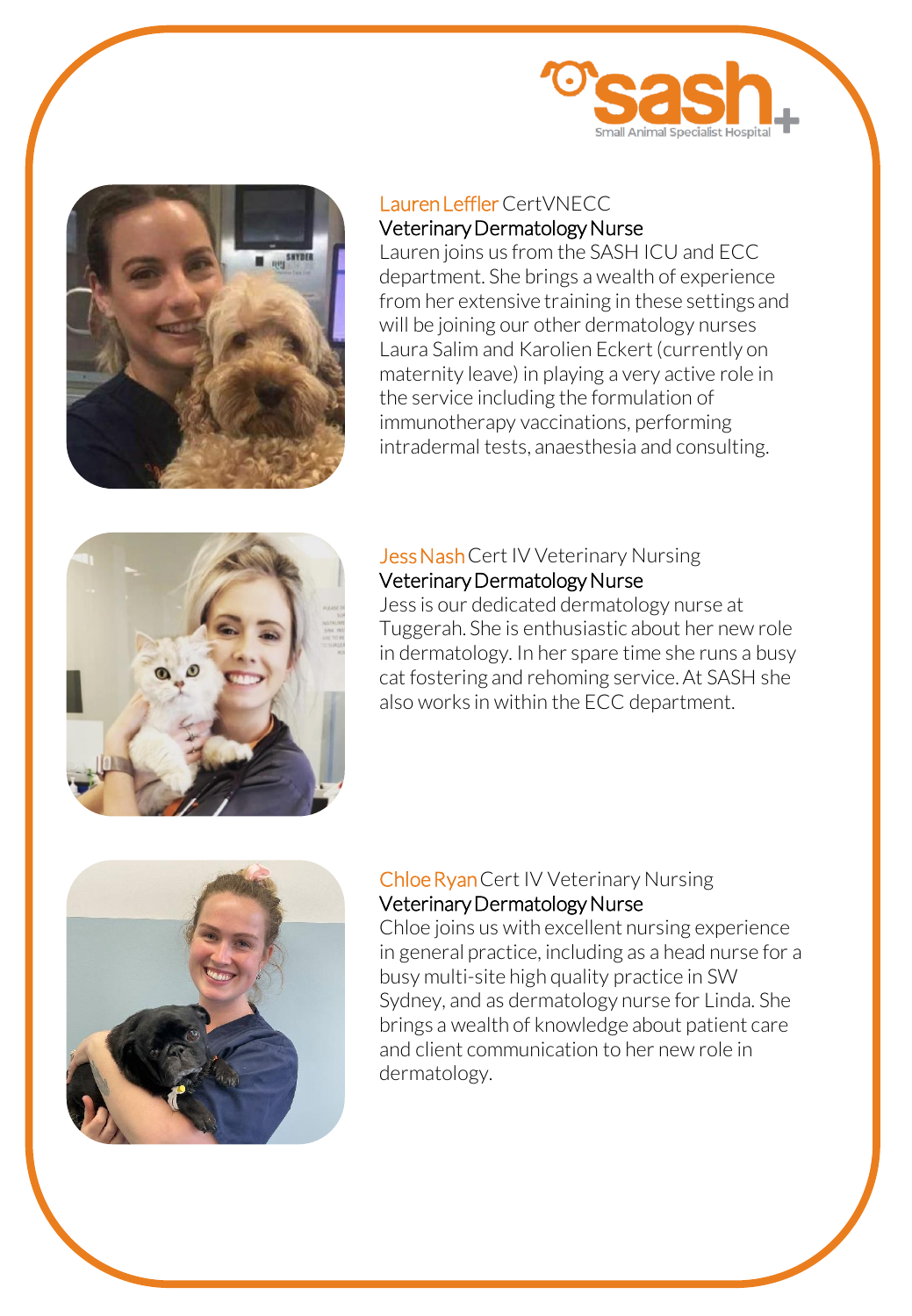**Lauren Leffler** CertVNECC
**Veterinary Dermatology Nurse**

Lauren joins us from the SASH ICU and ECC department. She brings a wealth of experience from her extensive training in these settings and will be joining our other dermatology nurses Laura Salim and Karolien Eckert (currently on maternity leave) in playing a very active role in the service including the formulation of immunotherapy vaccinations, performing intradermal tests, anaesthesia and consulting.

**Jess Nash** Cert IV Veterinary Nursing
**Veterinary Dermatology Nurse**

Jess is our dedicated dermatology nurse at Tuggerah. She is enthusiastic about her new role in dermatology. In her spare time she runs a busy cat fostering and rehoming service. At SASH she also works in within the ECC department.

**Chloe Ryan** Cert IV Veterinary Nursing
**Veterinary Dermatology Nurse**

Chloe joins us with excellent nursing experience in general practice, including as a head nurse for a busy multi-site high quality practice in SW Sydney, and as dermatology nurse for Linda. She brings a wealth of knowledge about patient care and client communication to her new role in dermatology.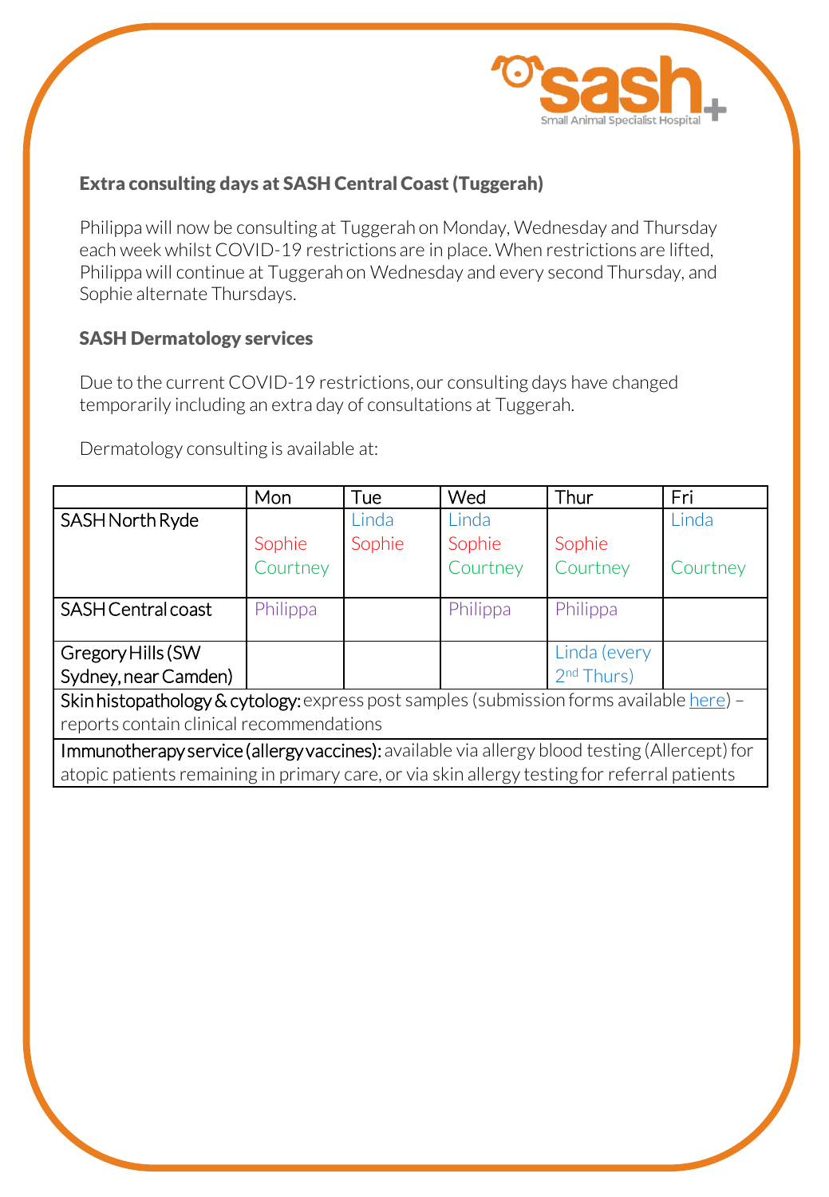### Extra consulting days at SASH Central Coast (Tuggerah)

Philippa will now be consulting at Tuggerah on Monday, Wednesday and Thursday each week whilst COVID-19 restrictions are in place. When restrictions are lifted, Philippa will continue at Tuggerah on Wednesday and every second Thursday, and Sophie alternate Thursdays.

### SASH Dermatology services

Due to the current COVID-19 restrictions, our consulting days have changed temporarily including an extra day of consultations at Tuggerah.

Dermatology consulting is available at:

| | Mon | Tue | Wed | Thur | Fri |
|---|---|---|---|---|---|
| SASH North Ryde | Sophie<br>Courtney | Linda<br>Sophie | Linda<br>Sophie<br>Courtney | Sophie<br>Courtney | Linda<br>Courtney |
| SASH Central coast | Philippa | | Philippa | Philippa | |
| Gregory Hills (SW Sydney, near Camden) | | | | Linda (every 2nd Thurs) | |
| **Skin histopathology & cytology:** express post samples (submission forms available here) – reports contain clinical recommendations | | | | | |
| **Immunotherapy service (allergy vaccines):** available via allergy blood testing (Allercept) for atopic patients remaining in primary care, or via skin allergy testing for referral patients | | | | | |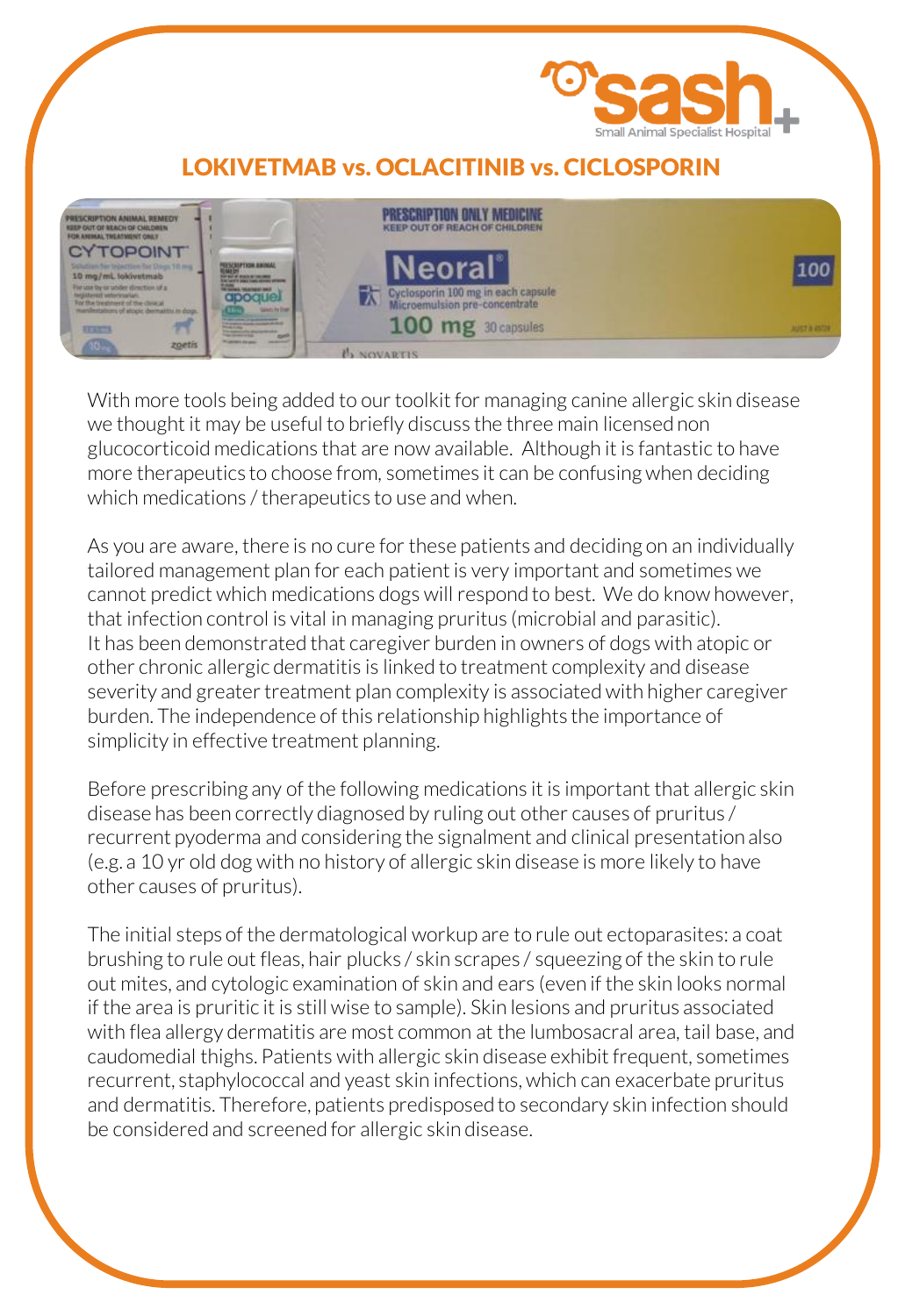## LOKIVETMAB vs. OCLACITINIB vs. CICLOSPORIN

With more tools being added to our toolkit for managing canine allergic skin disease we thought it may be useful to briefly discuss the three main licensed non glucocorticoid medications that are now available. Although it is fantastic to have more therapeutics to choose from, sometimes it can be confusing when deciding which medications / therapeutics to use and when.

As you are aware, there is no cure for these patients and deciding on an individually tailored management plan for each patient is very important and sometimes we cannot predict which medications dogs will respond to best. We do know however, that infection control is vital in managing pruritus (microbial and parasitic). It has been demonstrated that caregiver burden in owners of dogs with atopic or other chronic allergic dermatitis is linked to treatment complexity and disease severity and greater treatment plan complexity is associated with higher caregiver burden. The independence of this relationship highlights the importance of simplicity in effective treatment planning.

Before prescribing any of the following medications it is important that allergic skin disease has been correctly diagnosed by ruling out other causes of pruritus / recurrent pyoderma and considering the signalment and clinical presentation also (e.g. a 10 yr old dog with no history of allergic skin disease is more likely to have other causes of pruritus).

The initial steps of the dermatological workup are to rule out ectoparasites: a coat brushing to rule out fleas, hair plucks / skin scrapes / squeezing of the skin to rule out mites, and cytologic examination of skin and ears (even if the skin looks normal if the area is pruritic it is still wise to sample). Skin lesions and pruritus associated with flea allergy dermatitis are most common at the lumbosacral area, tail base, and caudomedial thighs. Patients with allergic skin disease exhibit frequent, sometimes recurrent, staphylococcal and yeast skin infections, which can exacerbate pruritus and dermatitis. Therefore, patients predisposed to secondary skin infection should be considered and screened for allergic skin disease.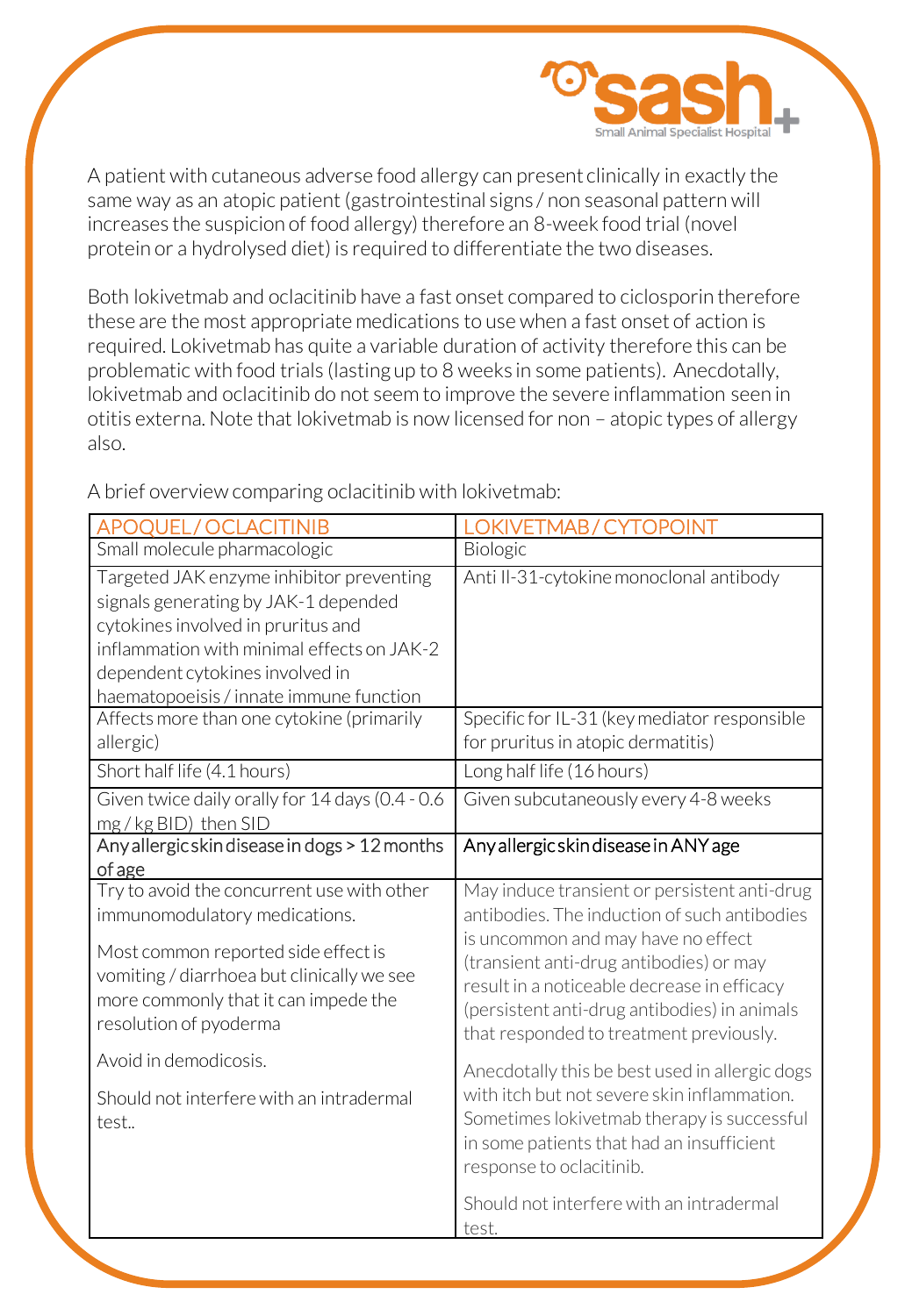A patient with cutaneous adverse food allergy can present clinically in exactly the same way as an atopic patient (gastrointestinal signs / non seasonal pattern will increases the suspicion of food allergy) therefore an 8-week food trial (novel protein or a hydrolysed diet) is required to differentiate the two diseases.

Both lokivetmab and oclacitinib have a fast onset compared to ciclosporin therefore these are the most appropriate medications to use when a fast onset of action is required. Lokivetmab has quite a variable duration of activity therefore this can be problematic with food trials (lasting up to 8 weeks in some patients). Anecdotally, lokivetmab and oclacitinib do not seem to improve the severe inflammation seen in otitis externa. Note that lokivetmab is now licensed for non – atopic types of allergy also.

A brief overview comparing oclacitinib with lokivetmab:

| APOQUEL / OCLACITINIB | LOKIVETMAB / CYTOPOINT |
|---|---|
| Small molecule pharmacologic | Biologic |
| Targeted JAK enzyme inhibitor preventing signals generating by JAK-1 depended cytokines involved in pruritus and inflammation with minimal effects on JAK-2 dependent cytokines involved in haematopoeisis / innate immune function | Anti Il-31-cytokine monoclonal antibody |
| Affects more than one cytokine (primarily allergic) | Specific for IL-31 (key mediator responsible for pruritus in atopic dermatitis) |
| Short half life (4.1 hours) | Long half life (16 hours) |
| Given twice daily orally for 14 days (0.4 - 0.6 mg / kg BID) then SID | Given subcutaneously every 4-8 weeks |
| Any allergic skin disease in dogs > 12 months of age | Any allergic skin disease in ANY age |
| Try to avoid the concurrent use with other immunomodulatory medications.<br><br>Most common reported side effect is vomiting / diarrhoea but clinically we see more commonly that it can impede the resolution of pyoderma<br><br>Avoid in demodicosis.<br><br>Should not interfere with an intradermal test.. | May induce transient or persistent anti-drug antibodies. The induction of such antibodies is uncommon and may have no effect (transient anti-drug antibodies) or may result in a noticeable decrease in efficacy (persistent anti-drug antibodies) in animals that responded to treatment previously.<br><br>Anecdotally this be best used in allergic dogs with itch but not severe skin inflammation. Sometimes lokivetmab therapy is successful in some patients that had an insufficient response to oclacitinib.<br><br>Should not interfere with an intradermal test. |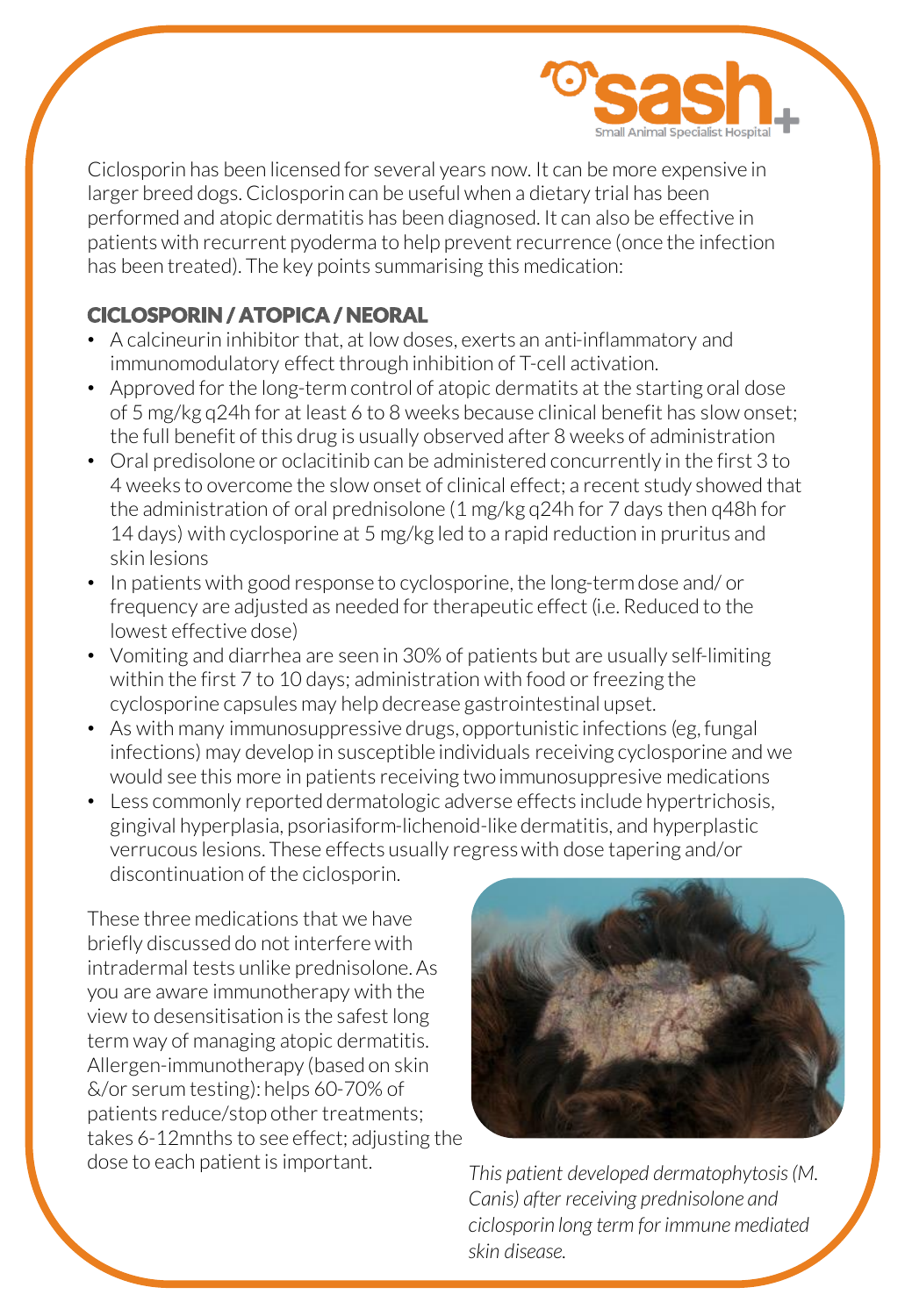Ciclosporin has been licensed for several years now. It can be more expensive in larger breed dogs. Ciclosporin can be useful when a dietary trial has been performed and atopic dermatitis has been diagnosed. It can also be effective in patients with recurrent pyoderma to help prevent recurrence (once the infection has been treated). The key points summarising this medication:

### CICLOSPORIN / ATOPICA / NEORAL

- A calcineurin inhibitor that, at low doses, exerts an anti-inflammatory and immunomodulatory effect through inhibition of T-cell activation.
- Approved for the long-term control of atopic dermatits at the starting oral dose of 5 mg/kg q24h for at least 6 to 8 weeks because clinical benefit has slow onset; the full benefit of this drug is usually observed after 8 weeks of administration
- Oral predisolone or oclacitinib can be administered concurrently in the first 3 to 4 weeks to overcome the slow onset of clinical effect; a recent study showed that the administration of oral prednisolone (1 mg/kg q24h for 7 days then q48h for 14 days) with cyclosporine at 5 mg/kg led to a rapid reduction in pruritus and skin lesions
- In patients with good response to cyclosporine, the long-term dose and/ or frequency are adjusted as needed for therapeutic effect (i.e. Reduced to the lowest effective dose)
- Vomiting and diarrhea are seen in 30% of patients but are usually self-limiting within the first 7 to 10 days; administration with food or freezing the cyclosporine capsules may help decrease gastrointestinal upset.
- As with many immunosuppressive drugs, opportunistic infections (eg, fungal infections) may develop in susceptible individuals receiving cyclosporine and we would see this more in patients receiving two immunosuppresive medications
- Less commonly reported dermatologic adverse effects include hypertrichosis, gingival hyperplasia, psoriasiform-lichenoid-like dermatitis, and hyperplastic verrucous lesions. These effects usually regress with dose tapering and/or discontinuation of the ciclosporin.

These three medications that we have briefly discussed do not interfere with intradermal tests unlike prednisolone. As you are aware immunotherapy with the view to desensitisation is the safest long term way of managing atopic dermatitis. Allergen-immunotherapy (based on skin &/or serum testing): helps 60-70% of patients reduce/stop other treatments; takes 6-12mnths to see effect; adjusting the dose to each patient is important.

*This patient developed dermatophytosis (M. Canis) after receiving prednisolone and ciclosporin long term for immune mediated skin disease.*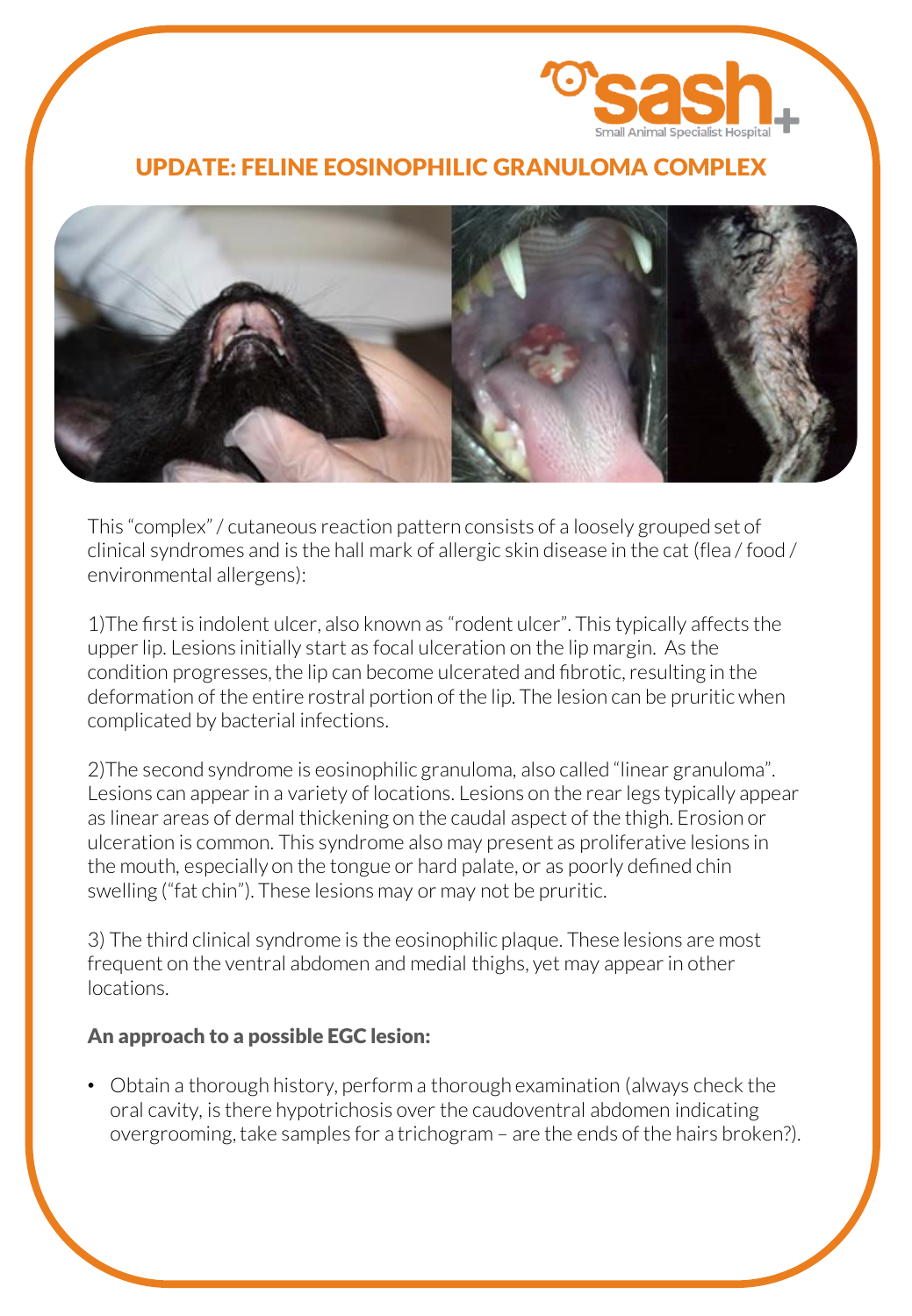## UPDATE: FELINE EOSINOPHILIC GRANULOMA COMPLEX

This "complex" / cutaneous reaction pattern consists of a loosely grouped set of clinical syndromes and is the hall mark of allergic skin disease in the cat (flea / food / environmental allergens):

1)The first is indolent ulcer, also known as "rodent ulcer". This typically affects the upper lip. Lesions initially start as focal ulceration on the lip margin. As the condition progresses, the lip can become ulcerated and fibrotic, resulting in the deformation of the entire rostral portion of the lip. The lesion can be pruritic when complicated by bacterial infections.

2)The second syndrome is eosinophilic granuloma, also called "linear granuloma". Lesions can appear in a variety of locations. Lesions on the rear legs typically appear as linear areas of dermal thickening on the caudal aspect of the thigh. Erosion or ulceration is common. This syndrome also may present as proliferative lesions in the mouth, especially on the tongue or hard palate, or as poorly defined chin swelling ("fat chin"). These lesions may or may not be pruritic.

3) The third clinical syndrome is the eosinophilic plaque. These lesions are most frequent on the ventral abdomen and medial thighs, yet may appear in other locations.

**An approach to a possible EGC lesion:**

- Obtain a thorough history, perform a thorough examination (always check the oral cavity, is there hypotrichosis over the caudoventral abdomen indicating overgrooming, take samples for a trichogram – are the ends of the hairs broken?).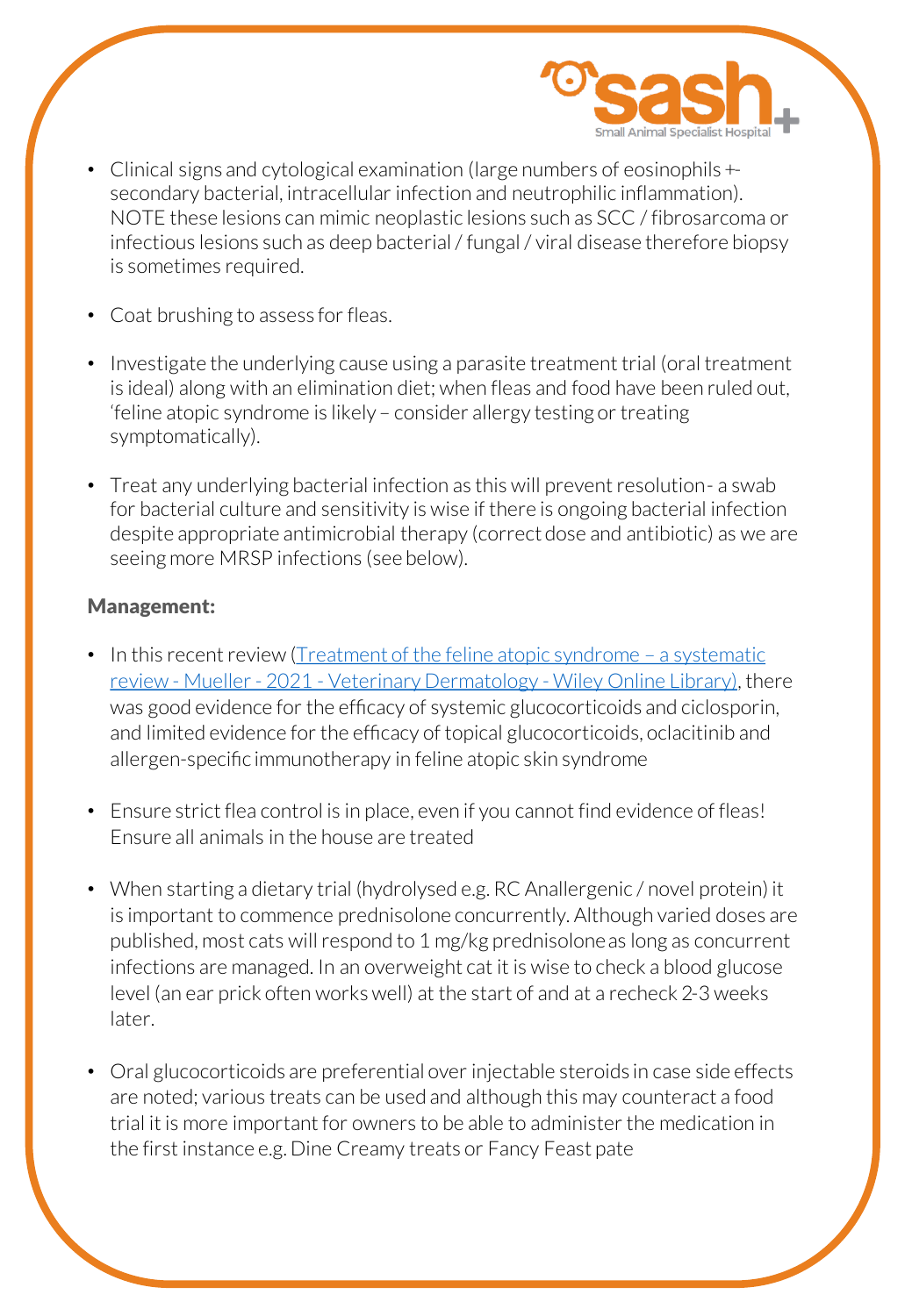- Clinical signs and cytological examination (large numbers of eosinophils +- secondary bacterial, intracellular infection and neutrophilic inflammation). NOTE these lesions can mimic neoplastic lesions such as SCC / fibrosarcoma or infectious lesions such as deep bacterial / fungal / viral disease therefore biopsy is sometimes required.

- Coat brushing to assess for fleas.

- Investigate the underlying cause using a parasite treatment trial (oral treatment is ideal) along with an elimination diet; when fleas and food have been ruled out, 'feline atopic syndrome is likely – consider allergy testing or treating symptomatically).

- Treat any underlying bacterial infection as this will prevent resolution - a swab for bacterial culture and sensitivity is wise if there is ongoing bacterial infection despite appropriate antimicrobial therapy (correct dose and antibiotic) as we are seeing more MRSP infections (see below).

**Management:**

- In this recent review ([Treatment of the feline atopic syndrome – a systematic review - Mueller - 2021 - Veterinary Dermatology - Wiley Online Library]), there was good evidence for the efficacy of systemic glucocorticoids and ciclosporin, and limited evidence for the efficacy of topical glucocorticoids, oclacitinib and allergen-specific immunotherapy in feline atopic skin syndrome

- Ensure strict flea control is in place, even if you cannot find evidence of fleas! Ensure all animals in the house are treated

- When starting a dietary trial (hydrolysed e.g. RC Anallergenic / novel protein) it is important to commence prednisolone concurrently. Although varied doses are published, most cats will respond to 1 mg/kg prednisolone as long as concurrent infections are managed. In an overweight cat it is wise to check a blood glucose level (an ear prick often works well) at the start of and at a recheck 2-3 weeks later.

- Oral glucocorticoids are preferential over injectable steroids in case side effects are noted; various treats can be used and although this may counteract a food trial it is more important for owners to be able to administer the medication in the first instance e.g. Dine Creamy treats or Fancy Feast pate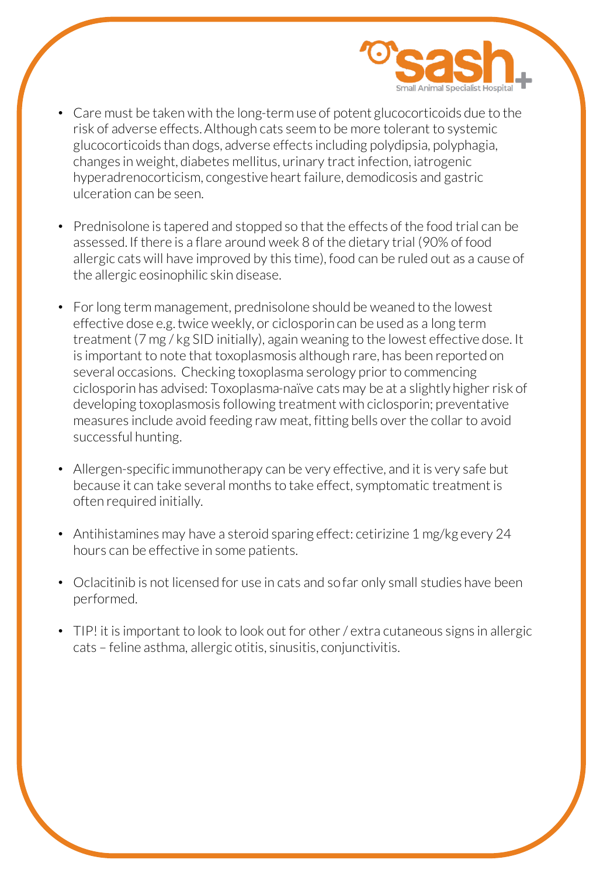- Care must be taken with the long-term use of potent glucocorticoids due to the risk of adverse effects. Although cats seem to be more tolerant to systemic glucocorticoids than dogs, adverse effects including polydipsia, polyphagia, changes in weight, diabetes mellitus, urinary tract infection, iatrogenic hyperadrenocorticism, congestive heart failure, demodicosis and gastric ulceration can be seen.

- Prednisolone is tapered and stopped so that the effects of the food trial can be assessed. If there is a flare around week 8 of the dietary trial (90% of food allergic cats will have improved by this time), food can be ruled out as a cause of the allergic eosinophilic skin disease.

- For long term management, prednisolone should be weaned to the lowest effective dose e.g. twice weekly, or ciclosporin can be used as a long term treatment (7 mg / kg SID initially), again weaning to the lowest effective dose. It is important to note that toxoplasmosis although rare, has been reported on several occasions. Checking toxoplasma serology prior to commencing ciclosporin has advised: Toxoplasma-naïve cats may be at a slightly higher risk of developing toxoplasmosis following treatment with ciclosporin; preventative measures include avoid feeding raw meat, fitting bells over the collar to avoid successful hunting.

- Allergen-specific immunotherapy can be very effective, and it is very safe but because it can take several months to take effect, symptomatic treatment is often required initially.

- Antihistamines may have a steroid sparing effect: cetirizine 1 mg/kg every 24 hours can be effective in some patients.

- Oclacitinib is not licensed for use in cats and so far only small studies have been performed.

- TIP! it is important to look to look out for other / extra cutaneous signs in allergic cats – feline asthma, allergic otitis, sinusitis, conjunctivitis.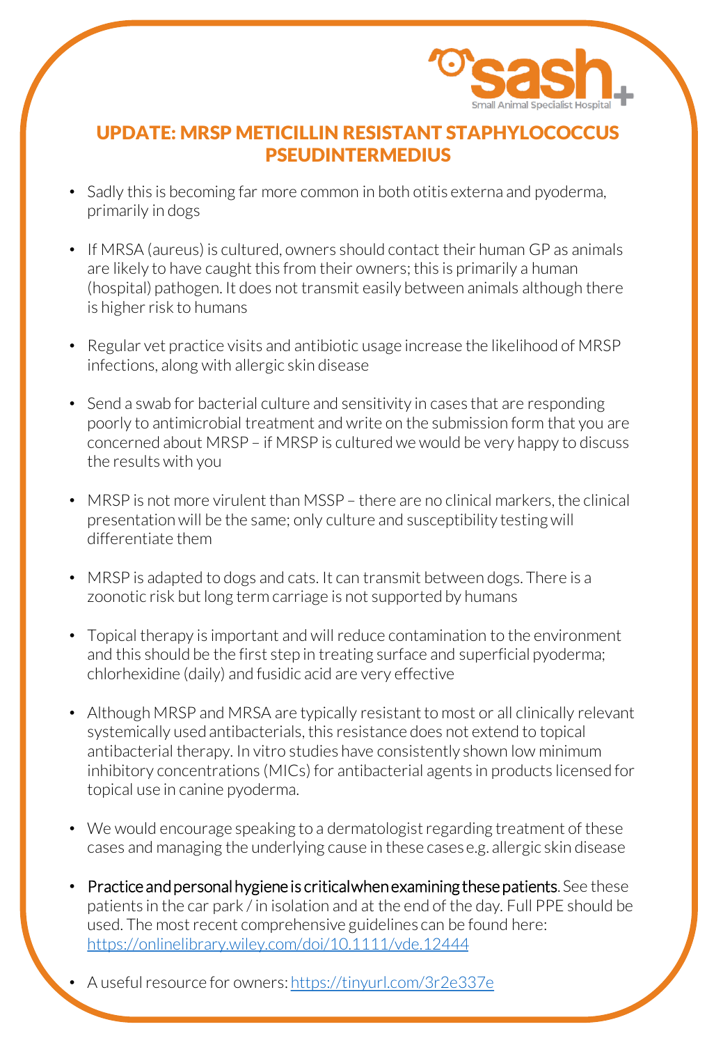# UPDATE: MRSP METICILLIN RESISTANT STAPHYLOCOCCUS PSEUDINTERMEDIUS

- Sadly this is becoming far more common in both otitis externa and pyoderma, primarily in dogs
- If MRSA (aureus) is cultured, owners should contact their human GP as animals are likely to have caught this from their owners; this is primarily a human (hospital) pathogen. It does not transmit easily between animals although there is higher risk to humans
- Regular vet practice visits and antibiotic usage increase the likelihood of MRSP infections, along with allergic skin disease
- Send a swab for bacterial culture and sensitivity in cases that are responding poorly to antimicrobial treatment and write on the submission form that you are concerned about MRSP – if MRSP is cultured we would be very happy to discuss the results with you
- MRSP is not more virulent than MSSP – there are no clinical markers, the clinical presentation will be the same; only culture and susceptibility testing will differentiate them
- MRSP is adapted to dogs and cats. It can transmit between dogs. There is a zoonotic risk but long term carriage is not supported by humans
- Topical therapy is important and will reduce contamination to the environment and this should be the first step in treating surface and superficial pyoderma; chlorhexidine (daily) and fusidic acid are very effective
- Although MRSP and MRSA are typically resistant to most or all clinically relevant systemically used antibacterials, this resistance does not extend to topical antibacterial therapy. In vitro studies have consistently shown low minimum inhibitory concentrations (MICs) for antibacterial agents in products licensed for topical use in canine pyoderma.
- We would encourage speaking to a dermatologist regarding treatment of these cases and managing the underlying cause in these cases e.g. allergic skin disease
- Practice and personal hygiene is critical when examining these patients. See these patients in the car park / in isolation and at the end of the day. Full PPE should be used. The most recent comprehensive guidelines can be found here: https://onlinelibrary.wiley.com/doi/10.1111/vde.12444
- A useful resource for owners: https://tinyurl.com/3r2e337e